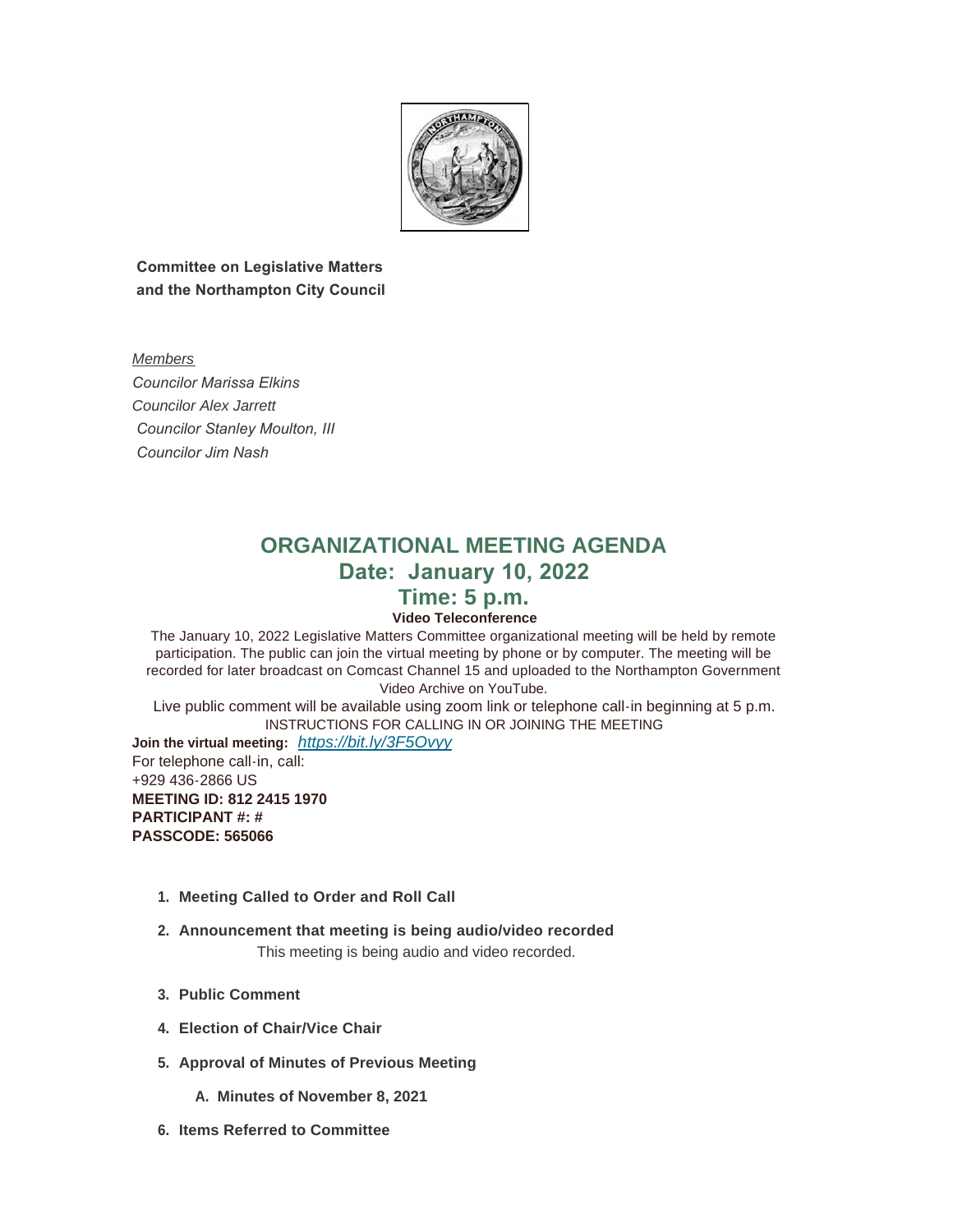**Committee on Legislative Matters and the Northampton City Council**

*Members*

*Councilor Marissa Elkins*
*Councilor Alex Jarrett*
*Councilor Stanley Moulton, III*
*Councilor Jim Nash*

# ORGANIZATIONAL MEETING AGENDA

## Date: January 10, 2022

## Time: 5 p.m.

**Video Teleconference**

The January 10, 2022 Legislative Matters Committee organizational meeting will be held by remote participation. The public can join the virtual meeting by phone or by computer. The meeting will be recorded for later broadcast on Comcast Channel 15 and uploaded to the Northampton Government Video Archive on YouTube.

Live public comment will be available using zoom link or telephone call-in beginning at 5 p.m.

INSTRUCTIONS FOR CALLING IN OR JOINING THE MEETING

**Join the virtual meeting:** *https://bit.ly/3F5Ovyy*

For telephone call-in, call:
+929 436-2866 US
**MEETING ID: 812 2415 1970**
**PARTICIPANT #: #**
**PASSCODE: 565066**

1. **Meeting Called to Order and Roll Call**
2. **Announcement that meeting is being audio/video recorded**

   This meeting is being audio and video recorded.
3. **Public Comment**
4. **Election of Chair/Vice Chair**
5. **Approval of Minutes of Previous Meeting**
   - A. **Minutes of November 8, 2021**
6. **Items Referred to Committee**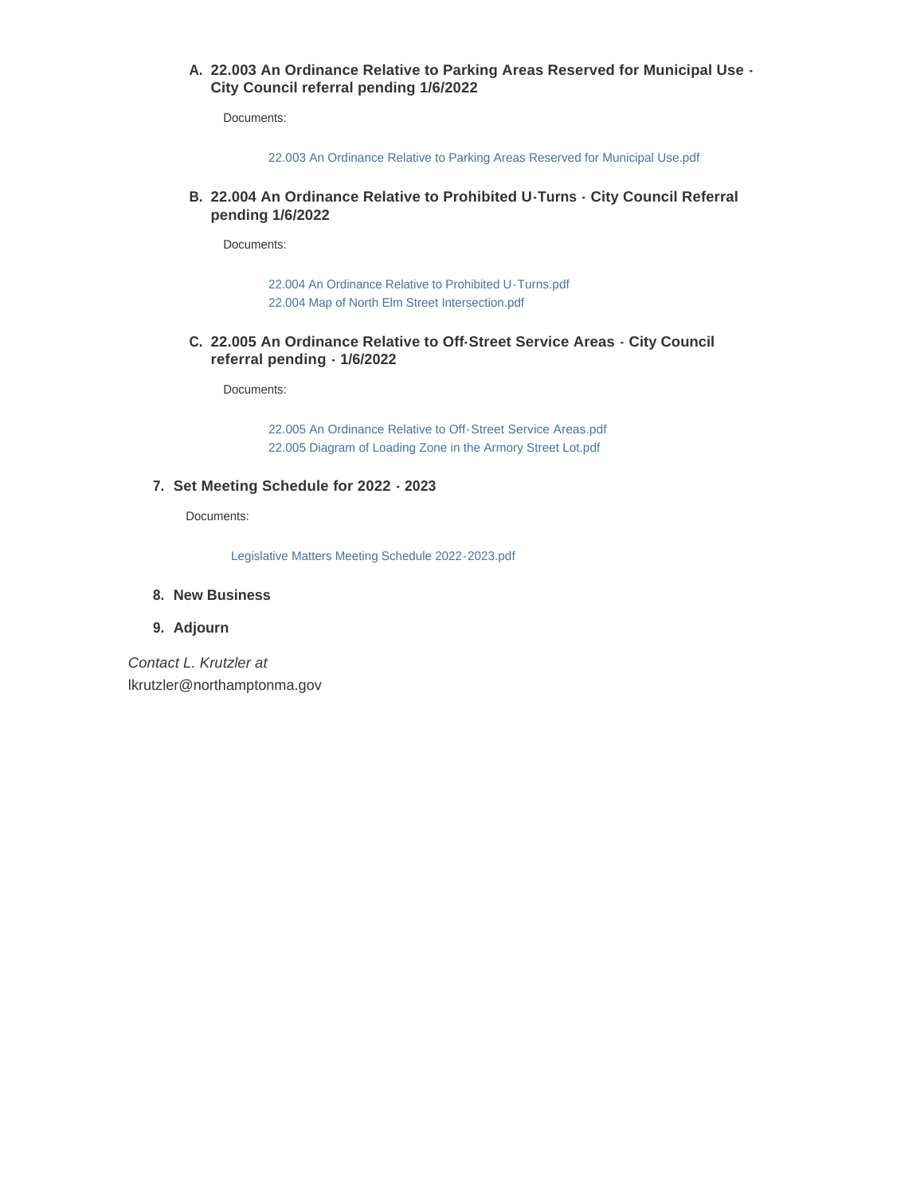A. **22.003 An Ordinance Relative to Parking Areas Reserved for Municipal Use - City Council referral pending 1/6/2022**

   Documents:

   22.003 An Ordinance Relative to Parking Areas Reserved for Municipal Use.pdf

B. **22.004 An Ordinance Relative to Prohibited U-Turns - City Council Referral pending 1/6/2022**

   Documents:

   22.004 An Ordinance Relative to Prohibited U-Turns.pdf
   22.004 Map of North Elm Street Intersection.pdf

C. **22.005 An Ordinance Relative to Off-Street Service Areas - City Council referral pending - 1/6/2022**

   Documents:

   22.005 An Ordinance Relative to Off-Street Service Areas.pdf
   22.005 Diagram of Loading Zone in the Armory Street Lot.pdf

7. **Set Meeting Schedule for 2022 - 2023**

   Documents:

   Legislative Matters Meeting Schedule 2022-2023.pdf

8. **New Business**

9. **Adjourn**

*Contact L. Krutzler at*
lkrutzler@northamptonma.gov